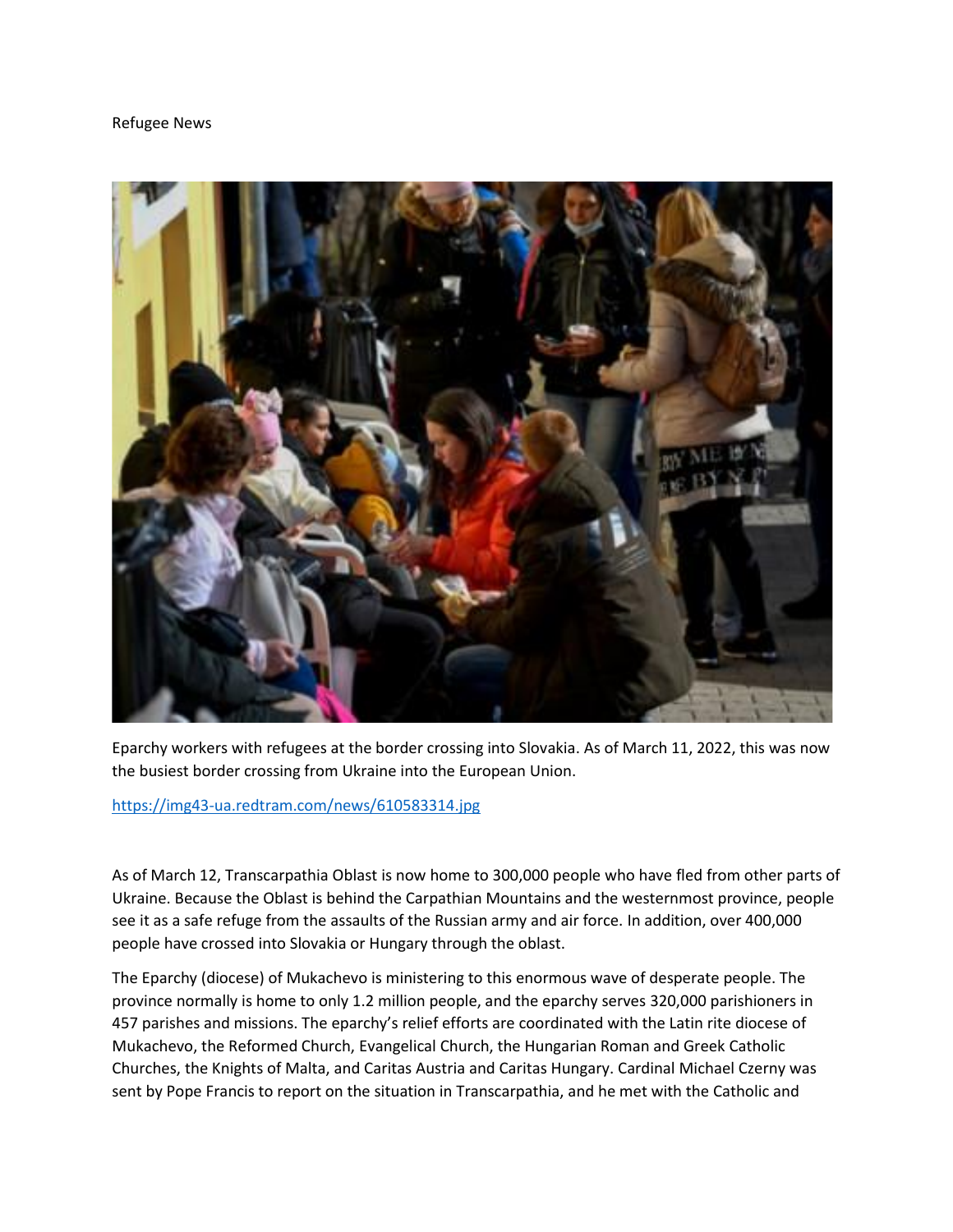Refugee News

Eparchy workers with refugees at the border crossing into Slovakia. As of March 11, 2022, this was now the busiest border crossing from Ukraine into the European Union.

https://img43-ua.redtram.com/news/610583314.jpg

As of March 12, Transcarpathia Oblast is now home to 300,000 people who have fled from other parts of Ukraine. Because the Oblast is behind the Carpathian Mountains and the westernmost province, people see it as a safe refuge from the assaults of the Russian army and air force. In addition, over 400,000 people have crossed into Slovakia or Hungary through the oblast.

The Eparchy (diocese) of Mukachevo is ministering to this enormous wave of desperate people. The province normally is home to only 1.2 million people, and the eparchy serves 320,000 parishioners in 457 parishes and missions. The eparchy's relief efforts are coordinated with the Latin rite diocese of Mukachevo, the Reformed Church, Evangelical Church, the Hungarian Roman and Greek Catholic Churches, the Knights of Malta, and Caritas Austria and Caritas Hungary. Cardinal Michael Czerny was sent by Pope Francis to report on the situation in Transcarpathia, and he met with the Catholic and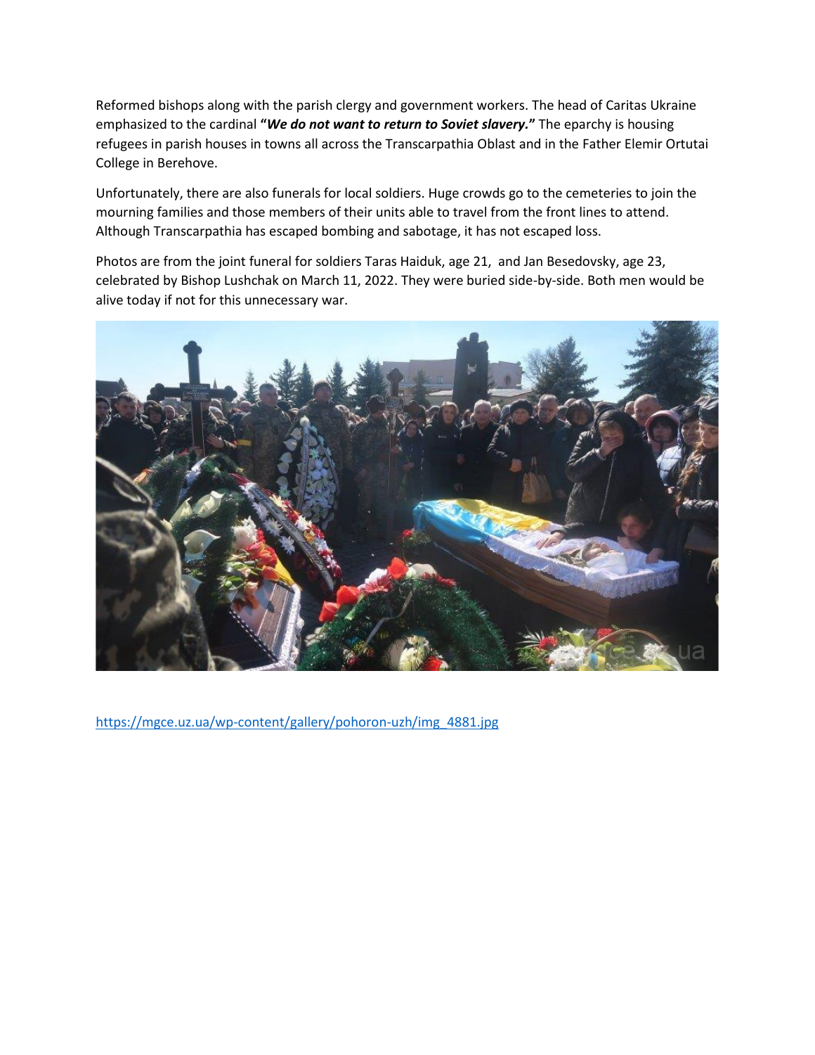Reformed bishops along with the parish clergy and government workers. The head of Caritas Ukraine emphasized to the cardinal **"*We do not want to return to Soviet slavery.*"** The eparchy is housing refugees in parish houses in towns all across the Transcarpathia Oblast and in the Father Elemir Ortutai College in Berehove.

Unfortunately, there are also funerals for local soldiers. Huge crowds go to the cemeteries to join the mourning families and those members of their units able to travel from the front lines to attend. Although Transcarpathia has escaped bombing and sabotage, it has not escaped loss.

Photos are from the joint funeral for soldiers Taras Haiduk, age 21, and Jan Besedovsky, age 23, celebrated by Bishop Lushchak on March 11, 2022. They were buried side-by-side. Both men would be alive today if not for this unnecessary war.

https://mgce.uz.ua/wp-content/gallery/pohoron-uzh/img_4881.jpg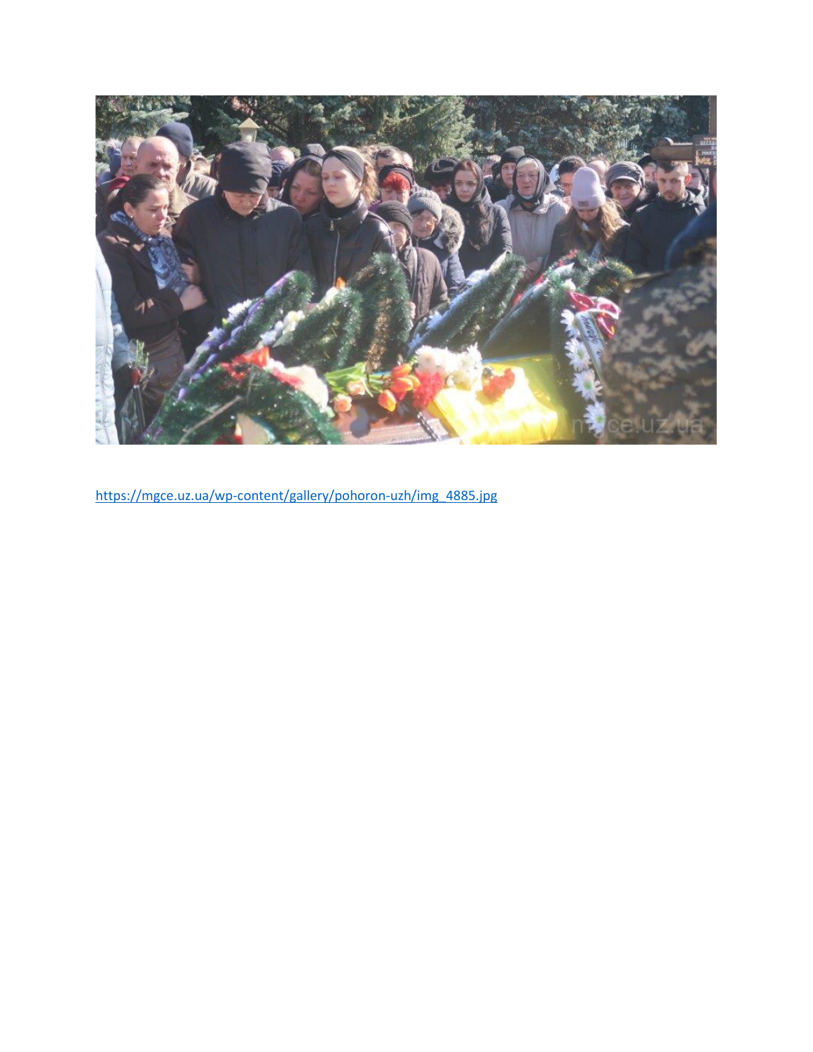https://mgce.uz.ua/wp-content/gallery/pohoron-uzh/img_4885.jpg